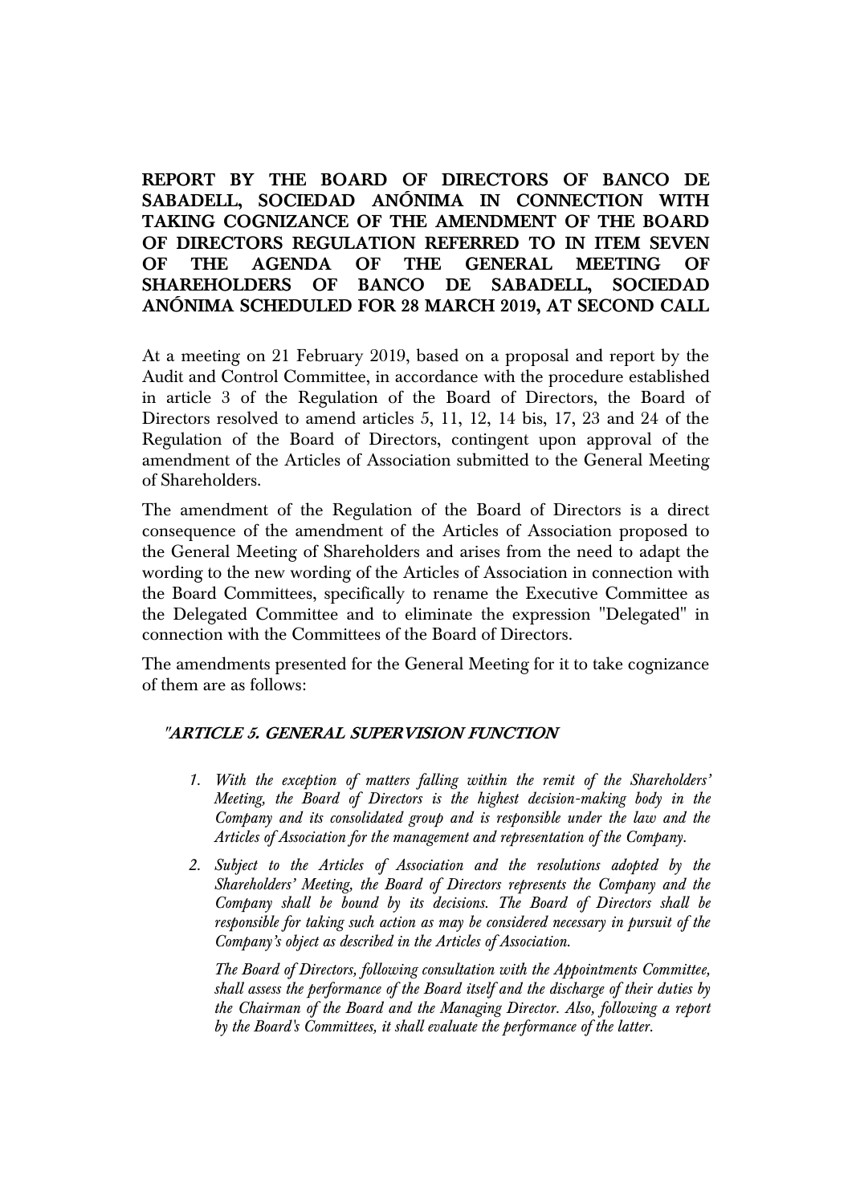**REPORT BY THE BOARD OF DIRECTORS OF BANCO DE SABADELL, SOCIEDAD ANÓNIMA IN CONNECTION WITH TAKING COGNIZANCE OF THE AMENDMENT OF THE BOARD OF DIRECTORS REGULATION REFERRED TO IN ITEM SEVEN OF THE AGENDA OF THE GENERAL MEETING OF SHAREHOLDERS OF BANCO DE SABADELL, SOCIEDAD ANÓNIMA SCHEDULED FOR 28 MARCH 2019, AT SECOND CALL**

At a meeting on 21 February 2019, based on a proposal and report by the Audit and Control Committee, in accordance with the procedure established in article 3 of the Regulation of the Board of Directors, the Board of Directors resolved to amend articles 5, 11, 12, 14 bis, 17, 23 and 24 of the Regulation of the Board of Directors, contingent upon approval of the amendment of the Articles of Association submitted to the General Meeting of Shareholders.

The amendment of the Regulation of the Board of Directors is a direct consequence of the amendment of the Articles of Association proposed to the General Meeting of Shareholders and arises from the need to adapt the wording to the new wording of the Articles of Association in connection with the Board Committees, specifically to rename the Executive Committee as the Delegated Committee and to eliminate the expression "Delegated" in connection with the Committees of the Board of Directors.

The amendments presented for the General Meeting for it to take cognizance of them are as follows:

***"ARTICLE 5. GENERAL SUPERVISION FUNCTION***

1. *With the exception of matters falling within the remit of the Shareholders' Meeting, the Board of Directors is the highest decision-making body in the Company and its consolidated group and is responsible under the law and the Articles of Association for the management and representation of the Company.*
2. *Subject to the Articles of Association and the resolutions adopted by the Shareholders' Meeting, the Board of Directors represents the Company and the Company shall be bound by its decisions. The Board of Directors shall be responsible for taking such action as may be considered necessary in pursuit of the Company's object as described in the Articles of Association.*

   *The Board of Directors, following consultation with the Appointments Committee, shall assess the performance of the Board itself and the discharge of their duties by the Chairman of the Board and the Managing Director. Also, following a report by the Board's Committees, it shall evaluate the performance of the latter.*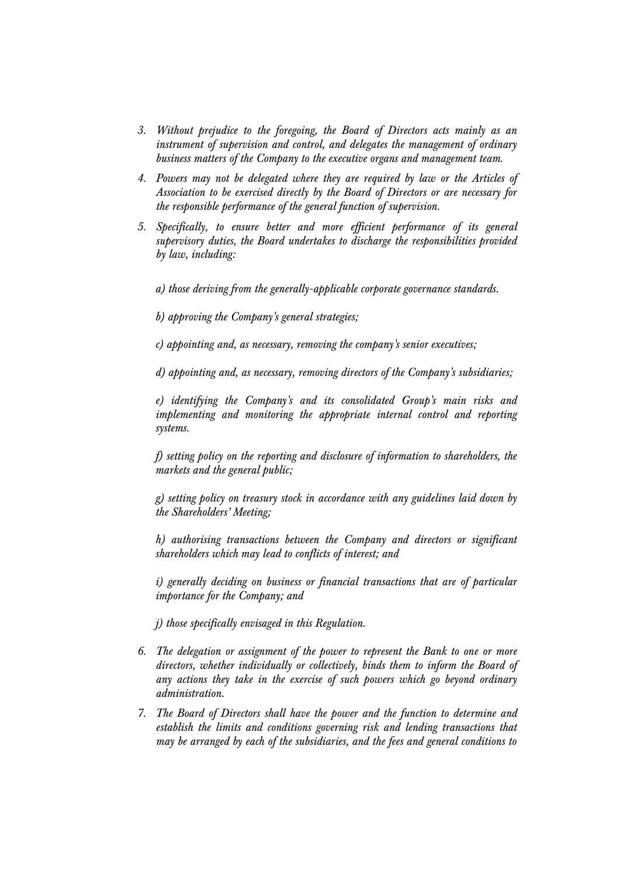3. *Without prejudice to the foregoing, the Board of Directors acts mainly as an instrument of supervision and control, and delegates the management of ordinary business matters of the Company to the executive organs and management team.*

4. *Powers may not be delegated where they are required by law or the Articles of Association to be exercised directly by the Board of Directors or are necessary for the responsible performance of the general function of supervision.*

5. *Specifically, to ensure better and more efficient performance of its general supervisory duties, the Board undertakes to discharge the responsibilities provided by law, including:*

   *a) those deriving from the generally-applicable corporate governance standards.*

   *b) approving the Company's general strategies;*

   *c) appointing and, as necessary, removing the company's senior executives;*

   *d) appointing and, as necessary, removing directors of the Company's subsidiaries;*

   *e) identifying the Company's and its consolidated Group's main risks and implementing and monitoring the appropriate internal control and reporting systems.*

   *f) setting policy on the reporting and disclosure of information to shareholders, the markets and the general public;*

   *g) setting policy on treasury stock in accordance with any guidelines laid down by the Shareholders' Meeting;*

   *h) authorising transactions between the Company and directors or significant shareholders which may lead to conflicts of interest; and*

   *i) generally deciding on business or financial transactions that are of particular importance for the Company; and*

   *j) those specifically envisaged in this Regulation.*

6. *The delegation or assignment of the power to represent the Bank to one or more directors, whether individually or collectively, binds them to inform the Board of any actions they take in the exercise of such powers which go beyond ordinary administration.*

7. *The Board of Directors shall have the power and the function to determine and establish the limits and conditions governing risk and lending transactions that may be arranged by each of the subsidiaries, and the fees and general conditions to*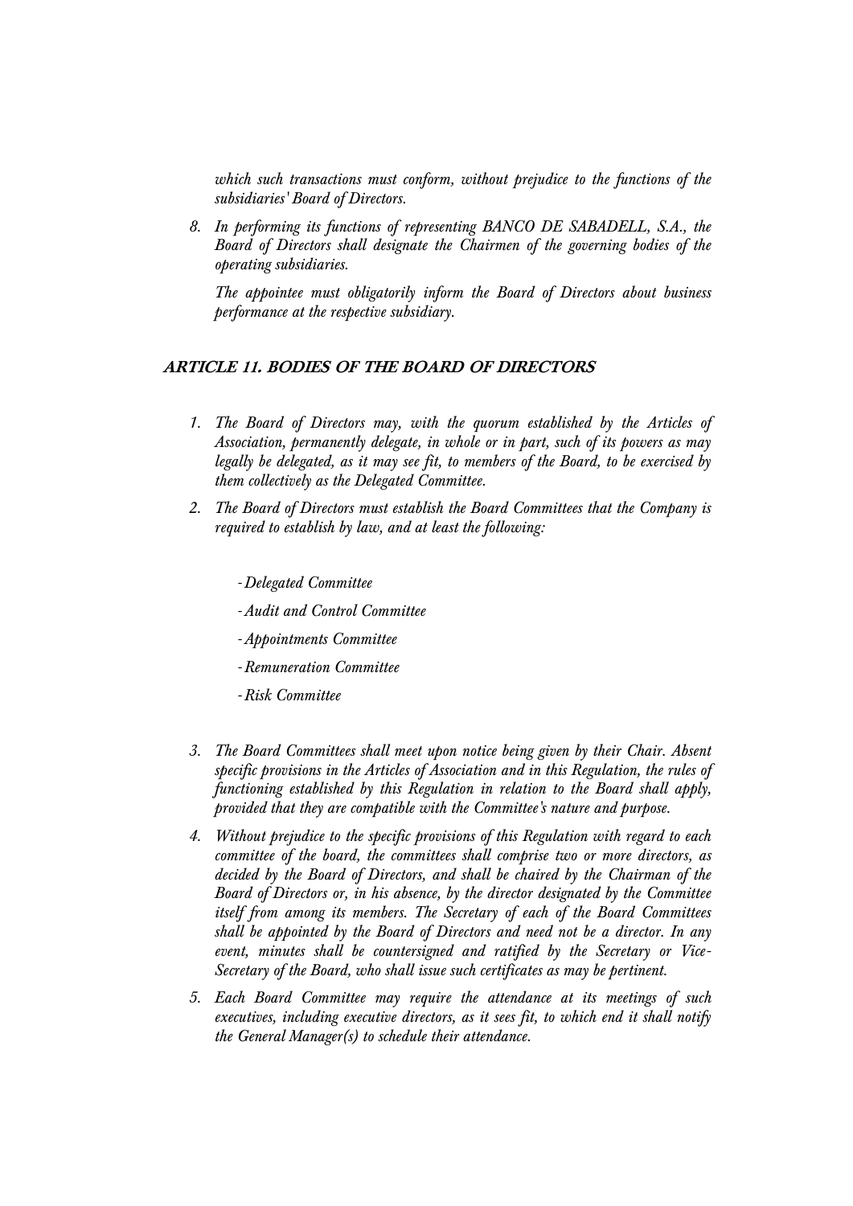*which such transactions must conform, without prejudice to the functions of the subsidiaries' Board of Directors.*

8. *In performing its functions of representing BANCO DE SABADELL, S.A., the Board of Directors shall designate the Chairmen of the governing bodies of the operating subsidiaries.*

   *The appointee must obligatorily inform the Board of Directors about business performance at the respective subsidiary.*

## *ARTICLE 11. BODIES OF THE BOARD OF DIRECTORS*

1. *The Board of Directors may, with the quorum established by the Articles of Association, permanently delegate, in whole or in part, such of its powers as may legally be delegated, as it may see fit, to members of the Board, to be exercised by them collectively as the Delegated Committee.*

2. *The Board of Directors must establish the Board Committees that the Company is required to establish by law, and at least the following:*

   - *Delegated Committee*
   - *Audit and Control Committee*
   - *Appointments Committee*
   - *Remuneration Committee*
   - *Risk Committee*

3. *The Board Committees shall meet upon notice being given by their Chair. Absent specific provisions in the Articles of Association and in this Regulation, the rules of functioning established by this Regulation in relation to the Board shall apply, provided that they are compatible with the Committee's nature and purpose.*

4. *Without prejudice to the specific provisions of this Regulation with regard to each committee of the board, the committees shall comprise two or more directors, as decided by the Board of Directors, and shall be chaired by the Chairman of the Board of Directors or, in his absence, by the director designated by the Committee itself from among its members. The Secretary of each of the Board Committees shall be appointed by the Board of Directors and need not be a director. In any event, minutes shall be countersigned and ratified by the Secretary or Vice-Secretary of the Board, who shall issue such certificates as may be pertinent.*

5. *Each Board Committee may require the attendance at its meetings of such executives, including executive directors, as it sees fit, to which end it shall notify the General Manager(s) to schedule their attendance.*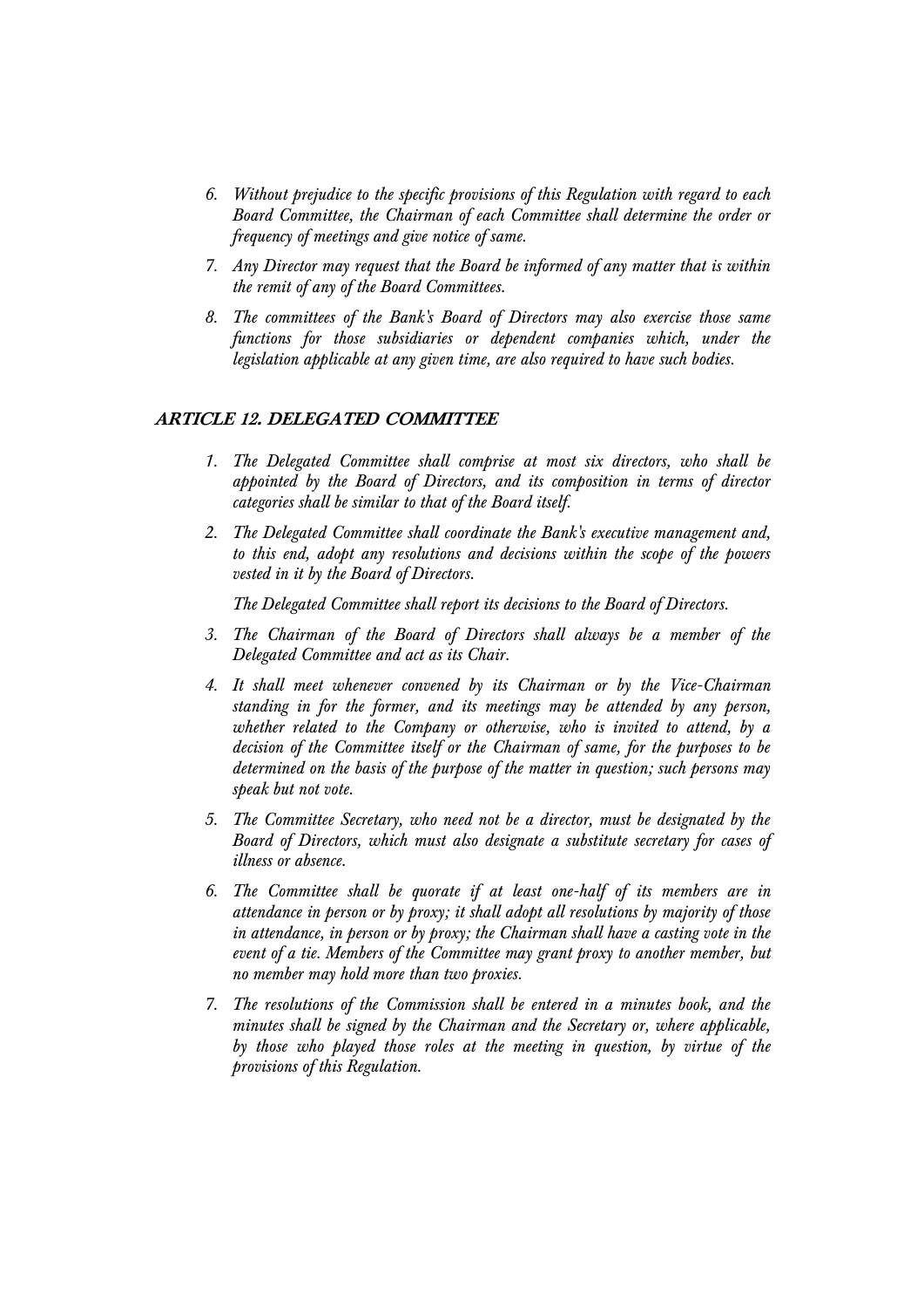*6. Without prejudice to the specific provisions of this Regulation with regard to each Board Committee, the Chairman of each Committee shall determine the order or frequency of meetings and give notice of same.*

*7. Any Director may request that the Board be informed of any matter that is within the remit of any of the Board Committees.*

*8. The committees of the Bank's Board of Directors may also exercise those same functions for those subsidiaries or dependent companies which, under the legislation applicable at any given time, are also required to have such bodies.*

## *ARTICLE 12. DELEGATED COMMITTEE*

*1. The Delegated Committee shall comprise at most six directors, who shall be appointed by the Board of Directors, and its composition in terms of director categories shall be similar to that of the Board itself.*

*2. The Delegated Committee shall coordinate the Bank's executive management and, to this end, adopt any resolutions and decisions within the scope of the powers vested in it by the Board of Directors.*

   *The Delegated Committee shall report its decisions to the Board of Directors.*

*3. The Chairman of the Board of Directors shall always be a member of the Delegated Committee and act as its Chair.*

*4. It shall meet whenever convened by its Chairman or by the Vice-Chairman standing in for the former, and its meetings may be attended by any person, whether related to the Company or otherwise, who is invited to attend, by a decision of the Committee itself or the Chairman of same, for the purposes to be determined on the basis of the purpose of the matter in question; such persons may speak but not vote.*

*5. The Committee Secretary, who need not be a director, must be designated by the Board of Directors, which must also designate a substitute secretary for cases of illness or absence.*

*6. The Committee shall be quorate if at least one-half of its members are in attendance in person or by proxy; it shall adopt all resolutions by majority of those in attendance, in person or by proxy; the Chairman shall have a casting vote in the event of a tie. Members of the Committee may grant proxy to another member, but no member may hold more than two proxies.*

*7. The resolutions of the Commission shall be entered in a minutes book, and the minutes shall be signed by the Chairman and the Secretary or, where applicable, by those who played those roles at the meeting in question, by virtue of the provisions of this Regulation.*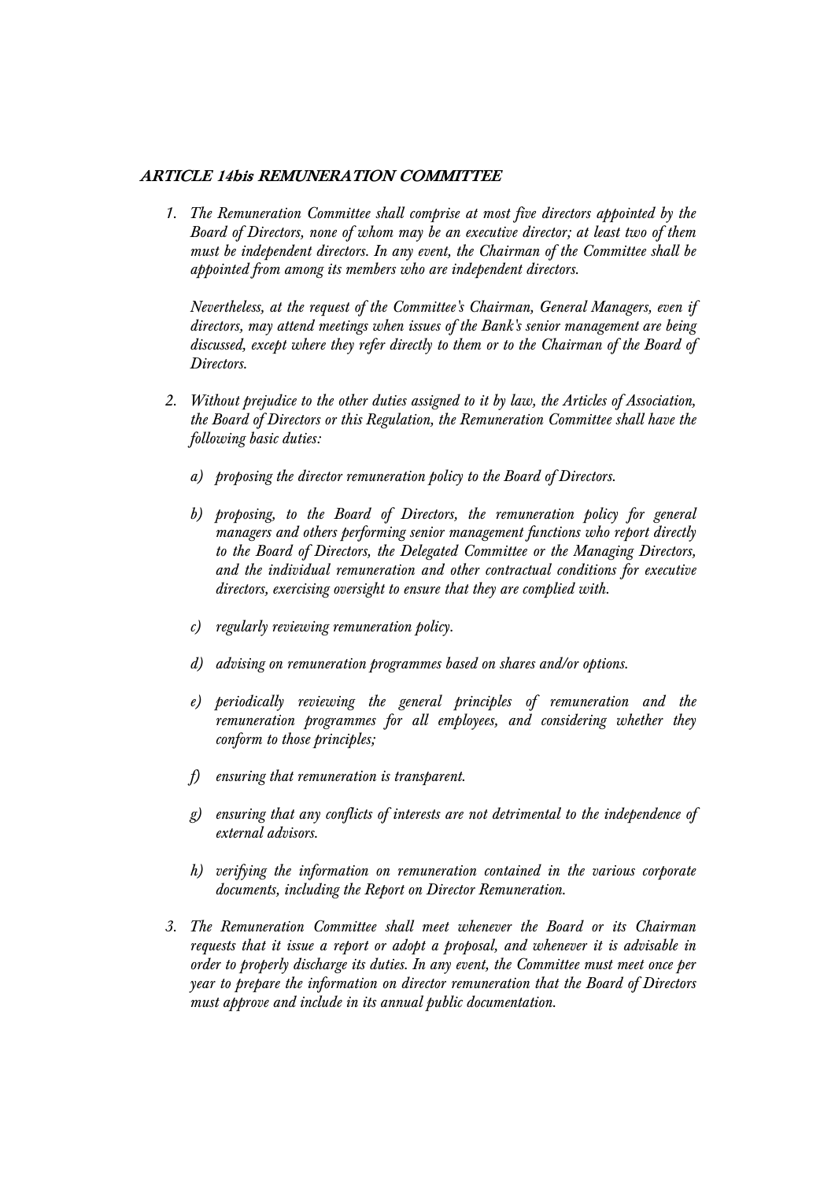### *ARTICLE 14bis REMUNERATION COMMITTEE*

1. *The Remuneration Committee shall comprise at most five directors appointed by the Board of Directors, none of whom may be an executive director; at least two of them must be independent directors. In any event, the Chairman of the Committee shall be appointed from among its members who are independent directors.*

   *Nevertheless, at the request of the Committee's Chairman, General Managers, even if directors, may attend meetings when issues of the Bank's senior management are being discussed, except where they refer directly to them or to the Chairman of the Board of Directors.*

2. *Without prejudice to the other duties assigned to it by law, the Articles of Association, the Board of Directors or this Regulation, the Remuneration Committee shall have the following basic duties:*

   a) *proposing the director remuneration policy to the Board of Directors.*

   b) *proposing, to the Board of Directors, the remuneration policy for general managers and others performing senior management functions who report directly to the Board of Directors, the Delegated Committee or the Managing Directors, and the individual remuneration and other contractual conditions for executive directors, exercising oversight to ensure that they are complied with.*

   c) *regularly reviewing remuneration policy.*

   d) *advising on remuneration programmes based on shares and/or options.*

   e) *periodically reviewing the general principles of remuneration and the remuneration programmes for all employees, and considering whether they conform to those principles;*

   f) *ensuring that remuneration is transparent.*

   g) *ensuring that any conflicts of interests are not detrimental to the independence of external advisors.*

   h) *verifying the information on remuneration contained in the various corporate documents, including the Report on Director Remuneration.*

3. *The Remuneration Committee shall meet whenever the Board or its Chairman requests that it issue a report or adopt a proposal, and whenever it is advisable in order to properly discharge its duties. In any event, the Committee must meet once per year to prepare the information on director remuneration that the Board of Directors must approve and include in its annual public documentation.*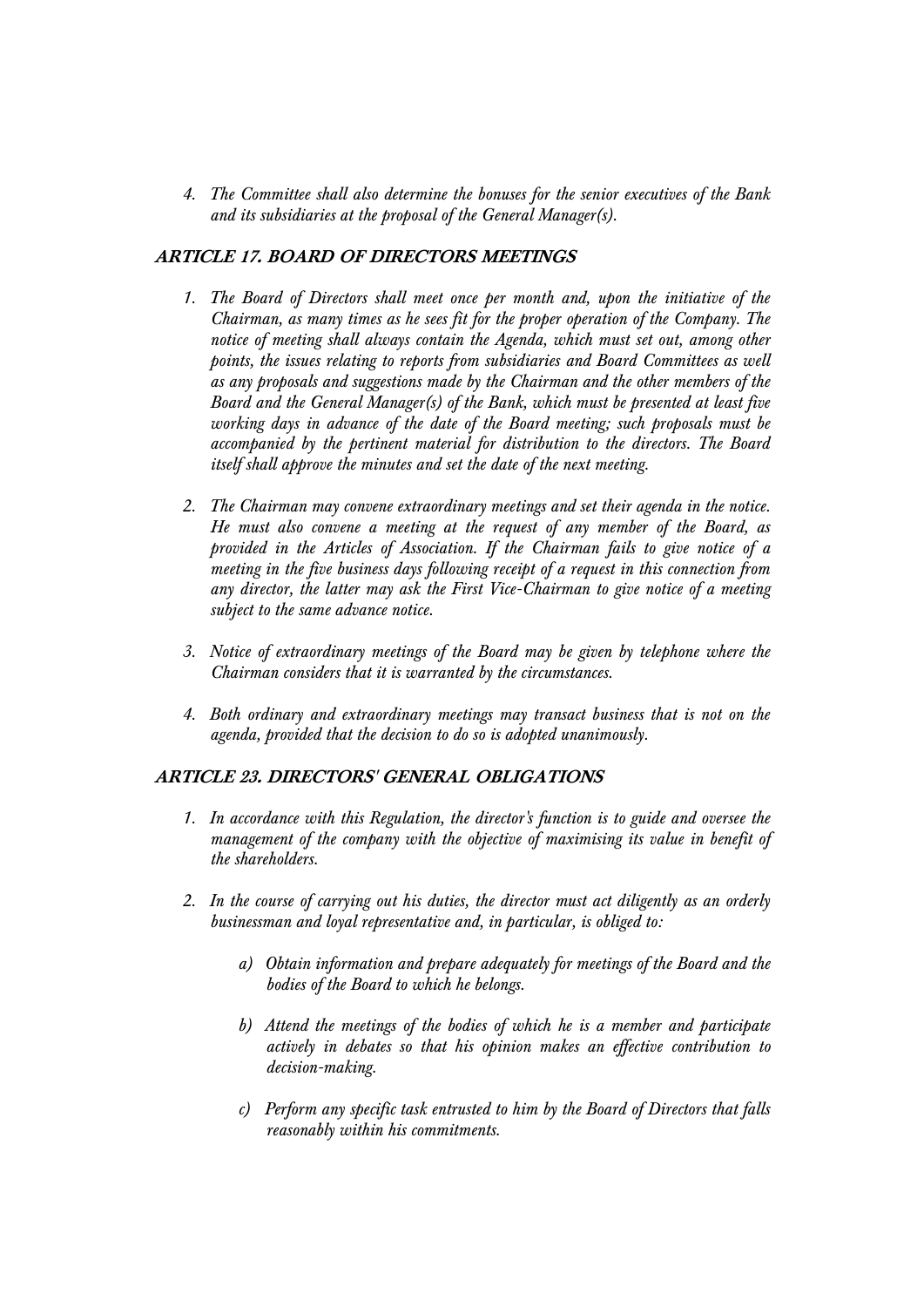4. *The Committee shall also determine the bonuses for the senior executives of the Bank and its subsidiaries at the proposal of the General Manager(s).*

## *ARTICLE 17. BOARD OF DIRECTORS MEETINGS*

1. *The Board of Directors shall meet once per month and, upon the initiative of the Chairman, as many times as he sees fit for the proper operation of the Company. The notice of meeting shall always contain the Agenda, which must set out, among other points, the issues relating to reports from subsidiaries and Board Committees as well as any proposals and suggestions made by the Chairman and the other members of the Board and the General Manager(s) of the Bank, which must be presented at least five working days in advance of the date of the Board meeting; such proposals must be accompanied by the pertinent material for distribution to the directors. The Board itself shall approve the minutes and set the date of the next meeting.*

2. *The Chairman may convene extraordinary meetings and set their agenda in the notice. He must also convene a meeting at the request of any member of the Board, as provided in the Articles of Association. If the Chairman fails to give notice of a meeting in the five business days following receipt of a request in this connection from any director, the latter may ask the First Vice-Chairman to give notice of a meeting subject to the same advance notice.*

3. *Notice of extraordinary meetings of the Board may be given by telephone where the Chairman considers that it is warranted by the circumstances.*

4. *Both ordinary and extraordinary meetings may transact business that is not on the agenda, provided that the decision to do so is adopted unanimously.*

## *ARTICLE 23. DIRECTORS' GENERAL OBLIGATIONS*

1. *In accordance with this Regulation, the director's function is to guide and oversee the management of the company with the objective of maximising its value in benefit of the shareholders.*

2. *In the course of carrying out his duties, the director must act diligently as an orderly businessman and loyal representative and, in particular, is obliged to:*

   a) *Obtain information and prepare adequately for meetings of the Board and the bodies of the Board to which he belongs.*

   b) *Attend the meetings of the bodies of which he is a member and participate actively in debates so that his opinion makes an effective contribution to decision-making.*

   c) *Perform any specific task entrusted to him by the Board of Directors that falls reasonably within his commitments.*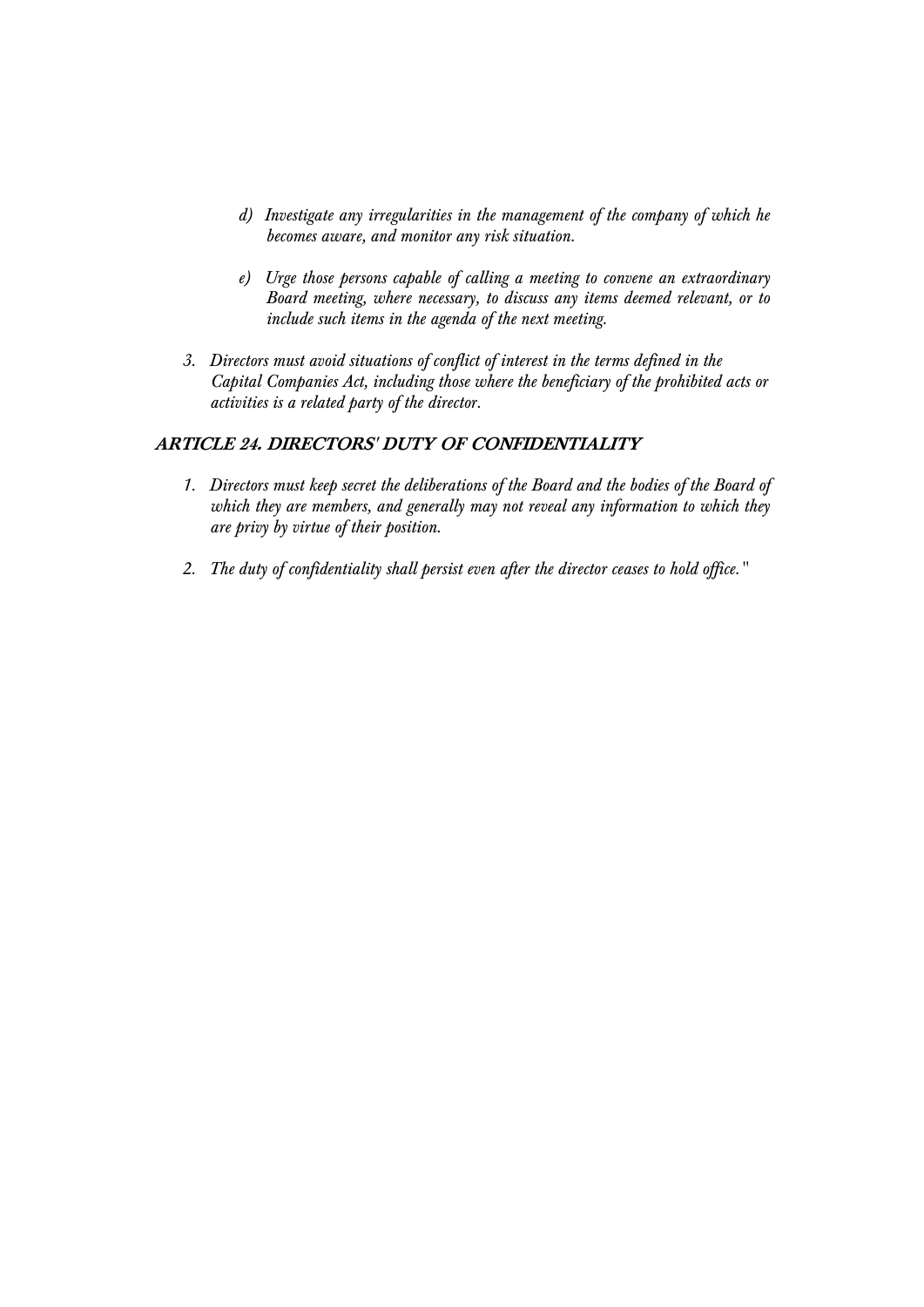*d) Investigate any irregularities in the management of the company of which he becomes aware, and monitor any risk situation.*

*e) Urge those persons capable of calling a meeting to convene an extraordinary Board meeting, where necessary, to discuss any items deemed relevant, or to include such items in the agenda of the next meeting.*

*3. Directors must avoid situations of conflict of interest in the terms defined in the Capital Companies Act, including those where the beneficiary of the prohibited acts or activities is a related party of the director.*

### ***ARTICLE 24. DIRECTORS' DUTY OF CONFIDENTIALITY***

*1. Directors must keep secret the deliberations of the Board and the bodies of the Board of which they are members, and generally may not reveal any information to which they are privy by virtue of their position.*

*2. The duty of confidentiality shall persist even after the director ceases to hold office."*